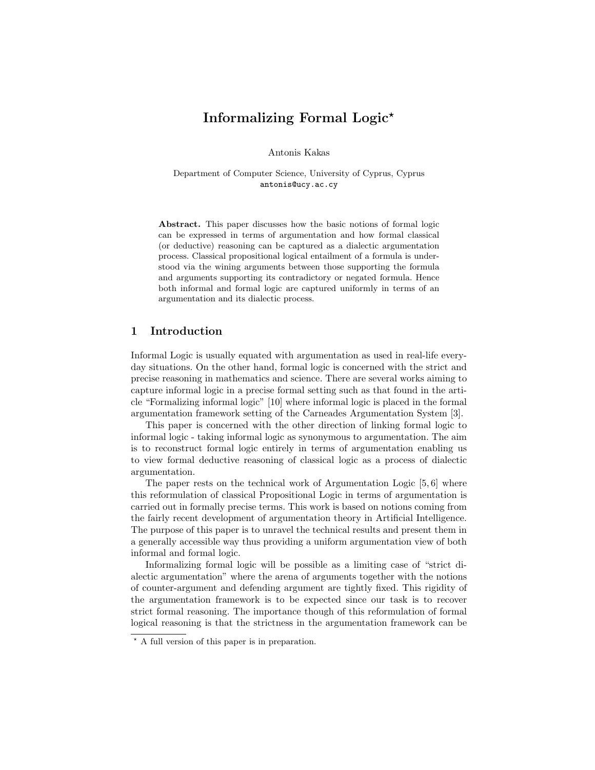# Informalizing Formal Logic*

Antonis Kakas

Department of Computer Science, University of Cyprus, Cyprus
antonis@ucy.ac.cy

**Abstract.** This paper discusses how the basic notions of formal logic can be expressed in terms of argumentation and how formal classical (or deductive) reasoning can be captured as a dialectic argumentation process. Classical propositional logical entailment of a formula is understood via the wining arguments between those supporting the formula and arguments supporting its contradictory or negated formula. Hence both informal and formal logic are captured uniformly in terms of an argumentation and its dialectic process.

## 1 Introduction

Informal Logic is usually equated with argumentation as used in real-life everyday situations. On the other hand, formal logic is concerned with the strict and precise reasoning in mathematics and science. There are several works aiming to capture informal logic in a precise formal setting such as that found in the article "Formalizing informal logic" [10] where informal logic is placed in the formal argumentation framework setting of the Carneades Argumentation System [3].

This paper is concerned with the other direction of linking formal logic to informal logic - taking informal logic as synonymous to argumentation. The aim is to reconstruct formal logic entirely in terms of argumentation enabling us to view formal deductive reasoning of classical logic as a process of dialectic argumentation.

The paper rests on the technical work of Argumentation Logic [5, 6] where this reformulation of classical Propositional Logic in terms of argumentation is carried out in formally precise terms. This work is based on notions coming from the fairly recent development of argumentation theory in Artificial Intelligence. The purpose of this paper is to unravel the technical results and present them in a generally accessible way thus providing a uniform argumentation view of both informal and formal logic.

Informalizing formal logic will be possible as a limiting case of "strict dialectic argumentation" where the arena of arguments together with the notions of counter-argument and defending argument are tightly fixed. This rigidity of the argumentation framework is to be expected since our task is to recover strict formal reasoning. The importance though of this reformulation of formal logical reasoning is that the strictness in the argumentation framework can be

* A full version of this paper is in preparation.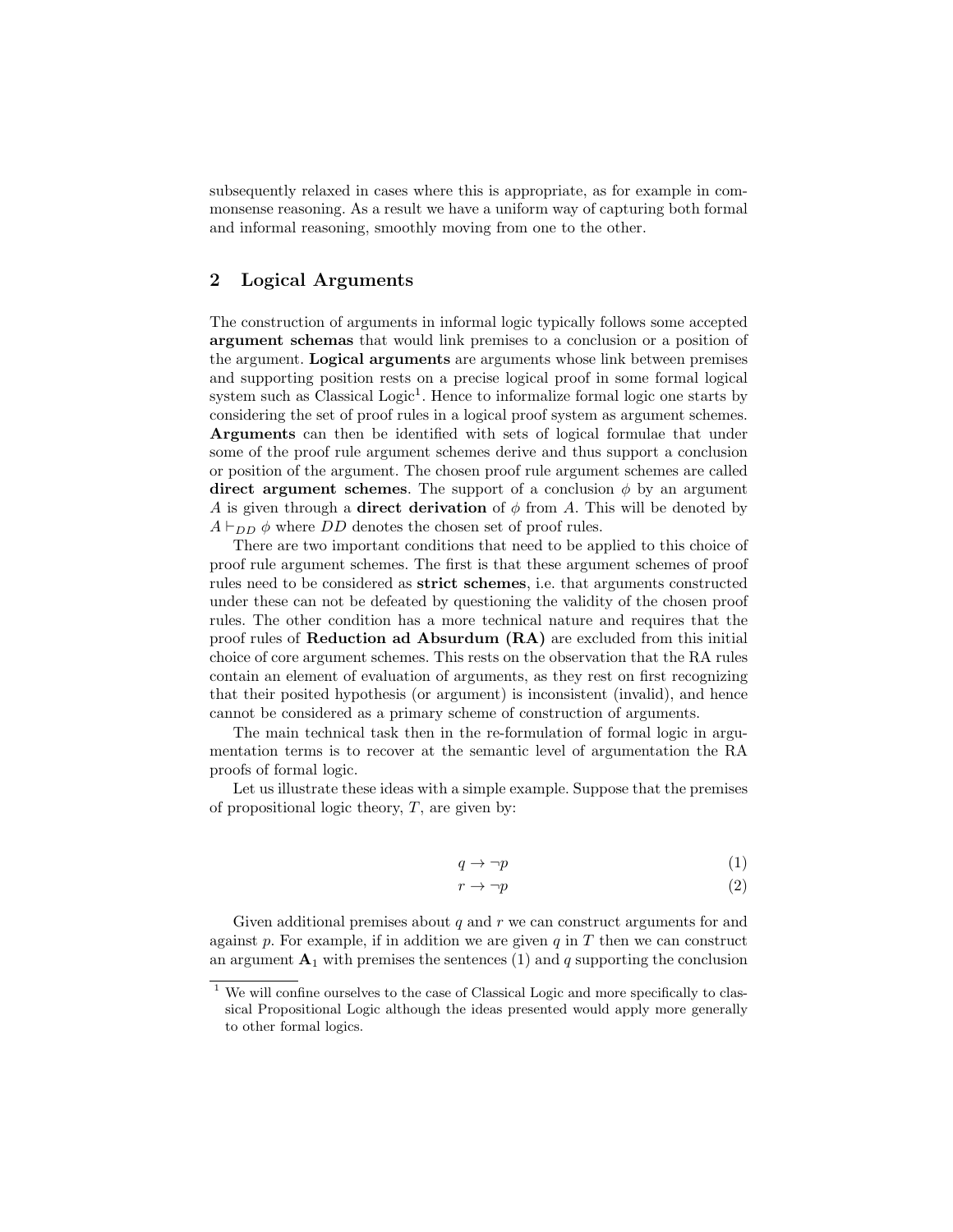subsequently relaxed in cases where this is appropriate, as for example in commonsense reasoning. As a result we have a uniform way of capturing both formal and informal reasoning, smoothly moving from one to the other.

## 2 Logical Arguments

The construction of arguments in informal logic typically follows some accepted **argument schemas** that would link premises to a conclusion or a position of the argument. **Logical arguments** are arguments whose link between premises and supporting position rests on a precise logical proof in some formal logical system such as Classical Logic[1]. Hence to informalize formal logic one starts by considering the set of proof rules in a logical proof system as argument schemes. **Arguments** can then be identified with sets of logical formulae that under some of the proof rule argument schemes derive and thus support a conclusion or position of the argument. The chosen proof rule argument schemes are called **direct argument schemes**. The support of a conclusion $\phi$ by an argument $A$ is given through a **direct derivation** of $\phi$ from $A$. This will be denoted by $A \vdash_{DD} \phi$ where $DD$ denotes the chosen set of proof rules.

There are two important conditions that need to be applied to this choice of proof rule argument schemes. The first is that these argument schemes of proof rules need to be considered as **strict schemes**, i.e. that arguments constructed under these can not be defeated by questioning the validity of the chosen proof rules. The other condition has a more technical nature and requires that the proof rules of **Reduction ad Absurdum (RA)** are excluded from this initial choice of core argument schemes. This rests on the observation that the RA rules contain an element of evaluation of arguments, as they rest on first recognizing that their posited hypothesis (or argument) is inconsistent (invalid), and hence cannot be considered as a primary scheme of construction of arguments.

The main technical task then in the re-formulation of formal logic in argumentation terms is to recover at the semantic level of argumentation the RA proofs of formal logic.

Let us illustrate these ideas with a simple example. Suppose that the premises of propositional logic theory, $T$, are given by:

$$q \rightarrow \neg p \tag{1}$$

$$r \rightarrow \neg p \tag{2}$$

Given additional premises about $q$ and $r$ we can construct arguments for and against $p$. For example, if in addition we are given $q$ in $T$ then we can construct an argument $\mathbf{A}_1$ with premises the sentences (1) and $q$ supporting the conclusion

[1] We will confine ourselves to the case of Classical Logic and more specifically to classical Propositional Logic although the ideas presented would apply more generally to other formal logics.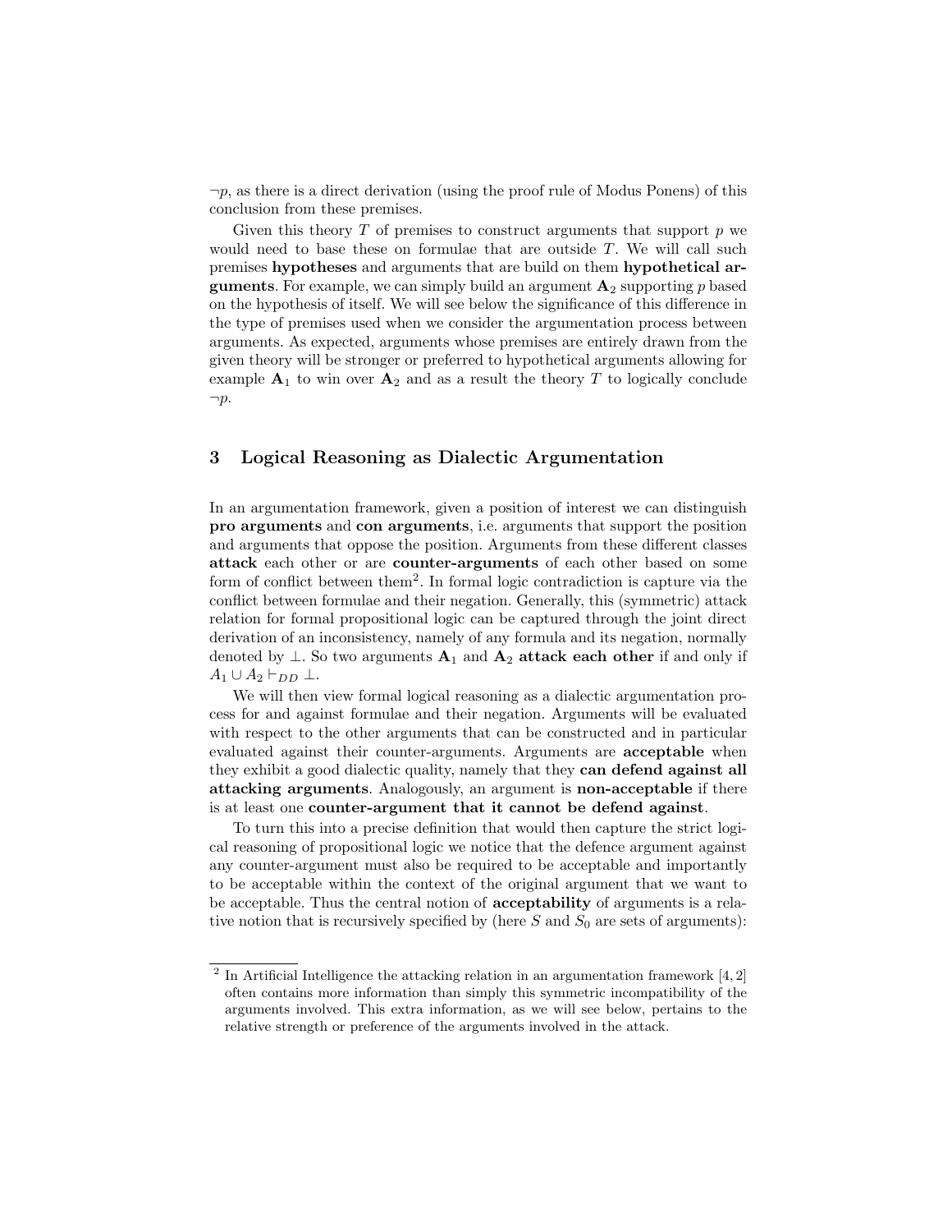$\neg p$, as there is a direct derivation (using the proof rule of Modus Ponens) of this conclusion from these premises.

Given this theory $T$ of premises to construct arguments that support $p$ we would need to base these on formulae that are outside $T$. We will call such premises **hypotheses** and arguments that are build on them **hypothetical arguments**. For example, we can simply build an argument $\mathbf{A}_2$ supporting $p$ based on the hypothesis of itself. We will see below the significance of this difference in the type of premises used when we consider the argumentation process between arguments. As expected, arguments whose premises are entirely drawn from the given theory will be stronger or preferred to hypothetical arguments allowing for example $\mathbf{A}_1$ to win over $\mathbf{A}_2$ and as a result the theory $T$ to logically conclude $\neg p$.

## 3 Logical Reasoning as Dialectic Argumentation

In an argumentation framework, given a position of interest we can distinguish **pro arguments** and **con arguments**, i.e. arguments that support the position and arguments that oppose the position. Arguments from these different classes **attack** each other or are **counter-arguments** of each other based on some form of conflict between them[2]. In formal logic contradiction is capture via the conflict between formulae and their negation. Generally, this (symmetric) attack relation for formal propositional logic can be captured through the joint direct derivation of an inconsistency, namely of any formula and its negation, normally denoted by $\perp$. So two arguments $\mathbf{A}_1$ and $\mathbf{A}_2$ **attack each other** if and only if $A_1 \cup A_2 \vdash_{DD} \perp$.

We will then view formal logical reasoning as a dialectic argumentation process for and against formulae and their negation. Arguments will be evaluated with respect to the other arguments that can be constructed and in particular evaluated against their counter-arguments. Arguments are **acceptable** when they exhibit a good dialectic quality, namely that they **can defend against all attacking arguments**. Analogously, an argument is **non-acceptable** if there is at least one **counter-argument that it cannot be defend against**.

To turn this into a precise definition that would then capture the strict logical reasoning of propositional logic we notice that the defence argument against any counter-argument must also be required to be acceptable and importantly to be acceptable within the context of the original argument that we want to be acceptable. Thus the central notion of **acceptability** of arguments is a relative notion that is recursively specified by (here $S$ and $S_0$ are sets of arguments):

---

[2] In Artificial Intelligence the attacking relation in an argumentation framework [4, 2] often contains more information than simply this symmetric incompatibility of the arguments involved. This extra information, as we will see below, pertains to the relative strength or preference of the arguments involved in the attack.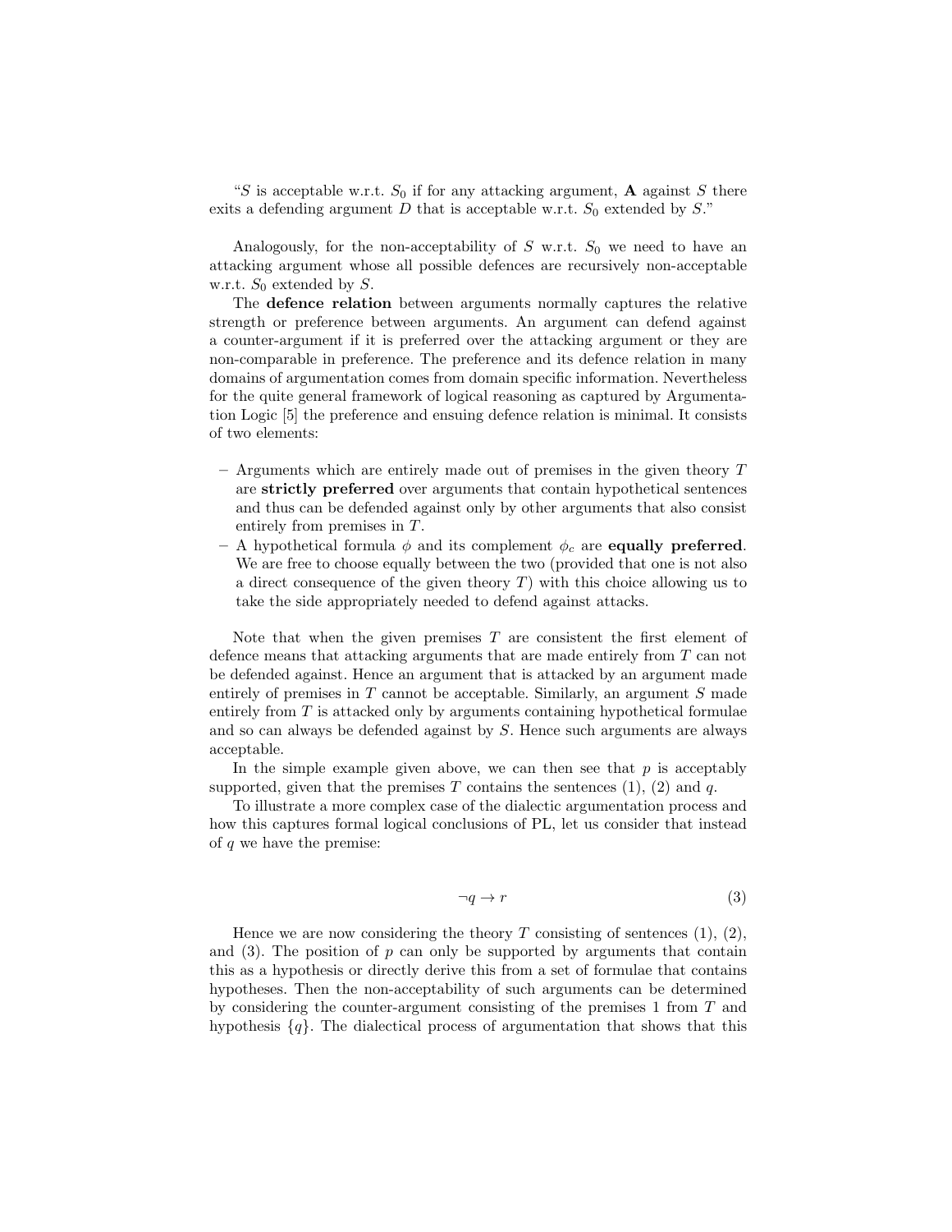"$S$ is acceptable w.r.t. $S_0$ if for any attacking argument, **A** against $S$ there exits a defending argument $D$ that is acceptable w.r.t. $S_0$ extended by $S$."

Analogously, for the non-acceptability of $S$ w.r.t. $S_0$ we need to have an attacking argument whose all possible defences are recursively non-acceptable w.r.t. $S_0$ extended by $S$.

The **defence relation** between arguments normally captures the relative strength or preference between arguments. An argument can defend against a counter-argument if it is preferred over the attacking argument or they are non-comparable in preference. The preference and its defence relation in many domains of argumentation comes from domain specific information. Nevertheless for the quite general framework of logical reasoning as captured by Argumentation Logic [5] the preference and ensuing defence relation is minimal. It consists of two elements:

- Arguments which are entirely made out of premises in the given theory $T$ are **strictly preferred** over arguments that contain hypothetical sentences and thus can be defended against only by other arguments that also consist entirely from premises in $T$.
- A hypothetical formula $\phi$ and its complement $\phi_c$ are **equally preferred**. We are free to choose equally between the two (provided that one is not also a direct consequence of the given theory $T$) with this choice allowing us to take the side appropriately needed to defend against attacks.

Note that when the given premises $T$ are consistent the first element of defence means that attacking arguments that are made entirely from $T$ can not be defended against. Hence an argument that is attacked by an argument made entirely of premises in $T$ cannot be acceptable. Similarly, an argument $S$ made entirely from $T$ is attacked only by arguments containing hypothetical formulae and so can always be defended against by $S$. Hence such arguments are always acceptable.

In the simple example given above, we can then see that $p$ is acceptably supported, given that the premises $T$ contains the sentences (1), (2) and $q$.

To illustrate a more complex case of the dialectic argumentation process and how this captures formal logical conclusions of PL, let us consider that instead of $q$ we have the premise:

$$\neg q \rightarrow r \tag{3}$$

Hence we are now considering the theory $T$ consisting of sentences (1), (2), and (3). The position of $p$ can only be supported by arguments that contain this as a hypothesis or directly derive this from a set of formulae that contains hypotheses. Then the non-acceptability of such arguments can be determined by considering the counter-argument consisting of the premises 1 from $T$ and hypothesis $\{q\}$. The dialectical process of argumentation that shows that this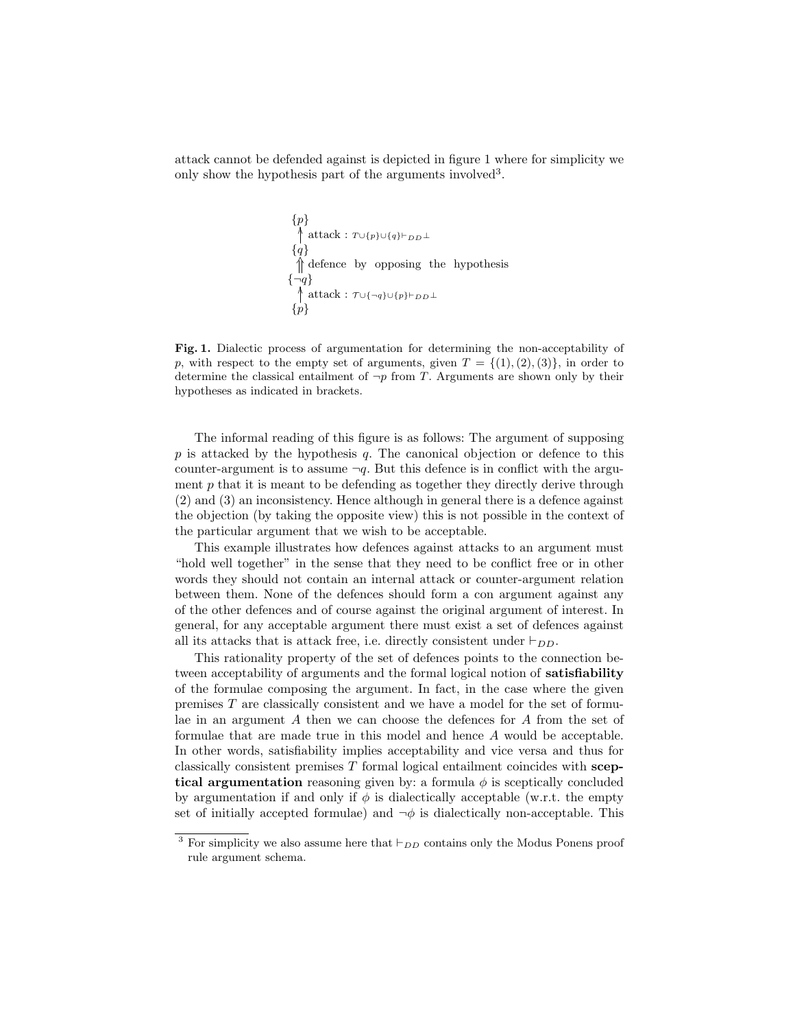attack cannot be defended against is depicted in figure 1 where for simplicity we only show the hypothesis part of the arguments involved[3].

$$
\begin{array}{l}
\{p\} \\
\uparrow \text{ attack : } T \cup \{p\} \cup \{q\} \vdash_{DD} \bot \\
\{q\} \\
\Uparrow \text{ defence by opposing the hypothesis} \\
\{\neg q\} \\
\uparrow \text{ attack : } T \cup \{\neg q\} \cup \{p\} \vdash_{DD} \bot \\
\{p\}
\end{array}
$$

**Fig. 1.** Dialectic process of argumentation for determining the non-acceptability of $p$, with respect to the empty set of arguments, given $T = \{(1), (2), (3)\}$, in order to determine the classical entailment of $\neg p$ from $T$. Arguments are shown only by their hypotheses as indicated in brackets.

The informal reading of this figure is as follows: The argument of supposing $p$ is attacked by the hypothesis $q$. The canonical objection or defence to this counter-argument is to assume $\neg q$. But this defence is in conflict with the argument $p$ that it is meant to be defending as together they directly derive through (2) and (3) an inconsistency. Hence although in general there is a defence against the objection (by taking the opposite view) this is not possible in the context of the particular argument that we wish to be acceptable.

This example illustrates how defences against attacks to an argument must "hold well together" in the sense that they need to be conflict free or in other words they should not contain an internal attack or counter-argument relation between them. None of the defences should form a con argument against any of the other defences and of course against the original argument of interest. In general, for any acceptable argument there must exist a set of defences against all its attacks that is attack free, i.e. directly consistent under $\vdash_{DD}$.

This rationality property of the set of defences points to the connection between acceptability of arguments and the formal logical notion of **satisfiability** of the formulae composing the argument. In fact, in the case where the given premises $T$ are classically consistent and we have a model for the set of formulae in an argument $A$ then we can choose the defences for $A$ from the set of formulae that are made true in this model and hence $A$ would be acceptable. In other words, satisfiability implies acceptability and vice versa and thus for classically consistent premises $T$ formal logical entailment coincides with **sceptical argumentation** reasoning given by: a formula $\phi$ is sceptically concluded by argumentation if and only if $\phi$ is dialectically acceptable (w.r.t. the empty set of initially accepted formulae) and $\neg\phi$ is dialectically non-acceptable. This

[3] For simplicity we also assume here that $\vdash_{DD}$ contains only the Modus Ponens proof rule argument schema.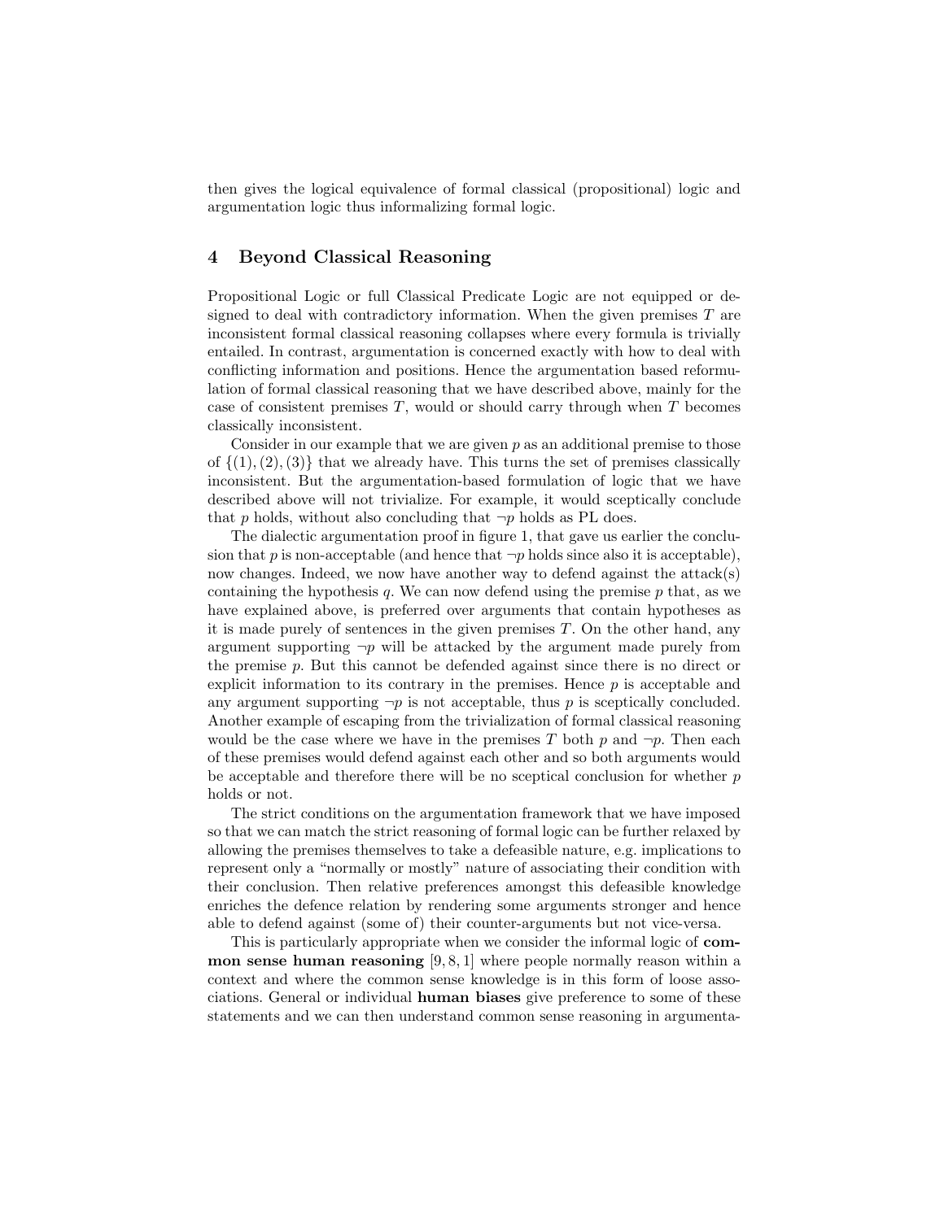then gives the logical equivalence of formal classical (propositional) logic and argumentation logic thus informalizing formal logic.

## 4 Beyond Classical Reasoning

Propositional Logic or full Classical Predicate Logic are not equipped or designed to deal with contradictory information. When the given premises $T$ are inconsistent formal classical reasoning collapses where every formula is trivially entailed. In contrast, argumentation is concerned exactly with how to deal with conflicting information and positions. Hence the argumentation based reformulation of formal classical reasoning that we have described above, mainly for the case of consistent premises $T$, would or should carry through when $T$ becomes classically inconsistent.

Consider in our example that we are given $p$ as an additional premise to those of $\{(1),(2),(3)\}$ that we already have. This turns the set of premises classically inconsistent. But the argumentation-based formulation of logic that we have described above will not trivialize. For example, it would sceptically conclude that $p$ holds, without also concluding that $\neg p$ holds as PL does.

The dialectic argumentation proof in figure 1, that gave us earlier the conclusion that $p$ is non-acceptable (and hence that $\neg p$ holds since also it is acceptable), now changes. Indeed, we now have another way to defend against the attack(s) containing the hypothesis $q$. We can now defend using the premise $p$ that, as we have explained above, is preferred over arguments that contain hypotheses as it is made purely of sentences in the given premises $T$. On the other hand, any argument supporting $\neg p$ will be attacked by the argument made purely from the premise $p$. But this cannot be defended against since there is no direct or explicit information to its contrary in the premises. Hence $p$ is acceptable and any argument supporting $\neg p$ is not acceptable, thus $p$ is sceptically concluded. Another example of escaping from the trivialization of formal classical reasoning would be the case where we have in the premises $T$ both $p$ and $\neg p$. Then each of these premises would defend against each other and so both arguments would be acceptable and therefore there will be no sceptical conclusion for whether $p$ holds or not.

The strict conditions on the argumentation framework that we have imposed so that we can match the strict reasoning of formal logic can be further relaxed by allowing the premises themselves to take a defeasible nature, e.g. implications to represent only a "normally or mostly" nature of associating their condition with their conclusion. Then relative preferences amongst this defeasible knowledge enriches the defence relation by rendering some arguments stronger and hence able to defend against (some of) their counter-arguments but not vice-versa.

This is particularly appropriate when we consider the informal logic of **common sense human reasoning** [9, 8, 1] where people normally reason within a context and where the common sense knowledge is in this form of loose associations. General or individual **human biases** give preference to some of these statements and we can then understand common sense reasoning in argumenta-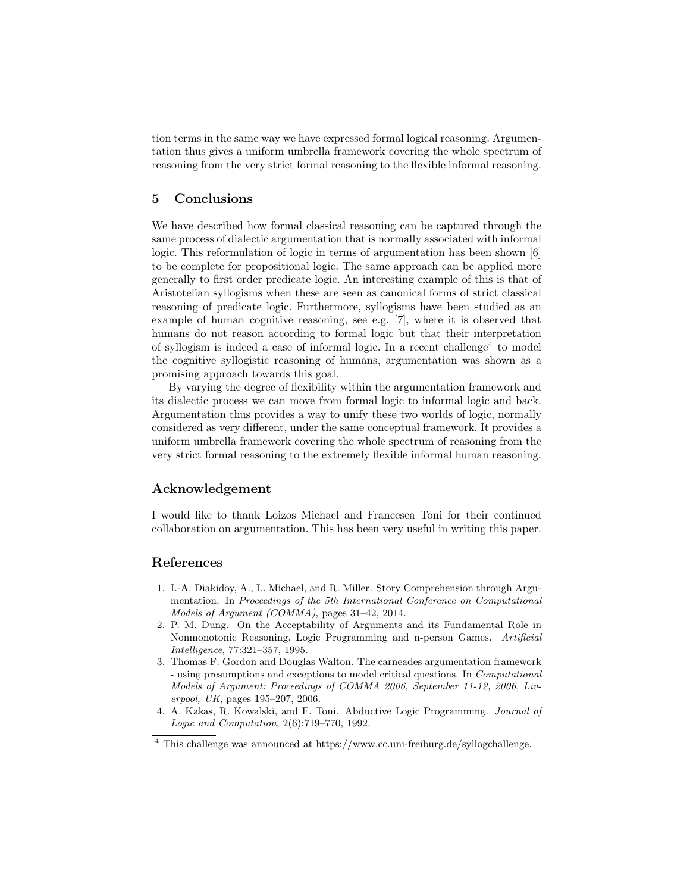tion terms in the same way we have expressed formal logical reasoning. Argumentation thus gives a uniform umbrella framework covering the whole spectrum of reasoning from the very strict formal reasoning to the flexible informal reasoning.

## 5 Conclusions

We have described how formal classical reasoning can be captured through the same process of dialectic argumentation that is normally associated with informal logic. This reformulation of logic in terms of argumentation has been shown [6] to be complete for propositional logic. The same approach can be applied more generally to first order predicate logic. An interesting example of this is that of Aristotelian syllogisms when these are seen as canonical forms of strict classical reasoning of predicate logic. Furthermore, syllogisms have been studied as an example of human cognitive reasoning, see e.g. [7], where it is observed that humans do not reason according to formal logic but that their interpretation of syllogism is indeed a case of informal logic. In a recent challenge[4] to model the cognitive syllogistic reasoning of humans, argumentation was shown as a promising approach towards this goal.

By varying the degree of flexibility within the argumentation framework and its dialectic process we can move from formal logic to informal logic and back. Argumentation thus provides a way to unify these two worlds of logic, normally considered as very different, under the same conceptual framework. It provides a uniform umbrella framework covering the whole spectrum of reasoning from the very strict formal reasoning to the extremely flexible informal human reasoning.

## Acknowledgement

I would like to thank Loizos Michael and Francesca Toni for their continued collaboration on argumentation. This has been very useful in writing this paper.

## References

1. I.-A. Diakidoy, A., L. Michael, and R. Miller. Story Comprehension through Argumentation. In *Proceedings of the 5th International Conference on Computational Models of Argument (COMMA)*, pages 31–42, 2014.
2. P. M. Dung. On the Acceptability of Arguments and its Fundamental Role in Nonmonotonic Reasoning, Logic Programming and n-person Games. *Artificial Intelligence*, 77:321–357, 1995.
3. Thomas F. Gordon and Douglas Walton. The carneades argumentation framework - using presumptions and exceptions to model critical questions. In *Computational Models of Argument: Proceedings of COMMA 2006, September 11-12, 2006, Liverpool, UK*, pages 195–207, 2006.
4. A. Kakas, R. Kowalski, and F. Toni. Abductive Logic Programming. *Journal of Logic and Computation*, 2(6):719–770, 1992.

[4] This challenge was announced at https://www.cc.uni-freiburg.de/syllogchallenge.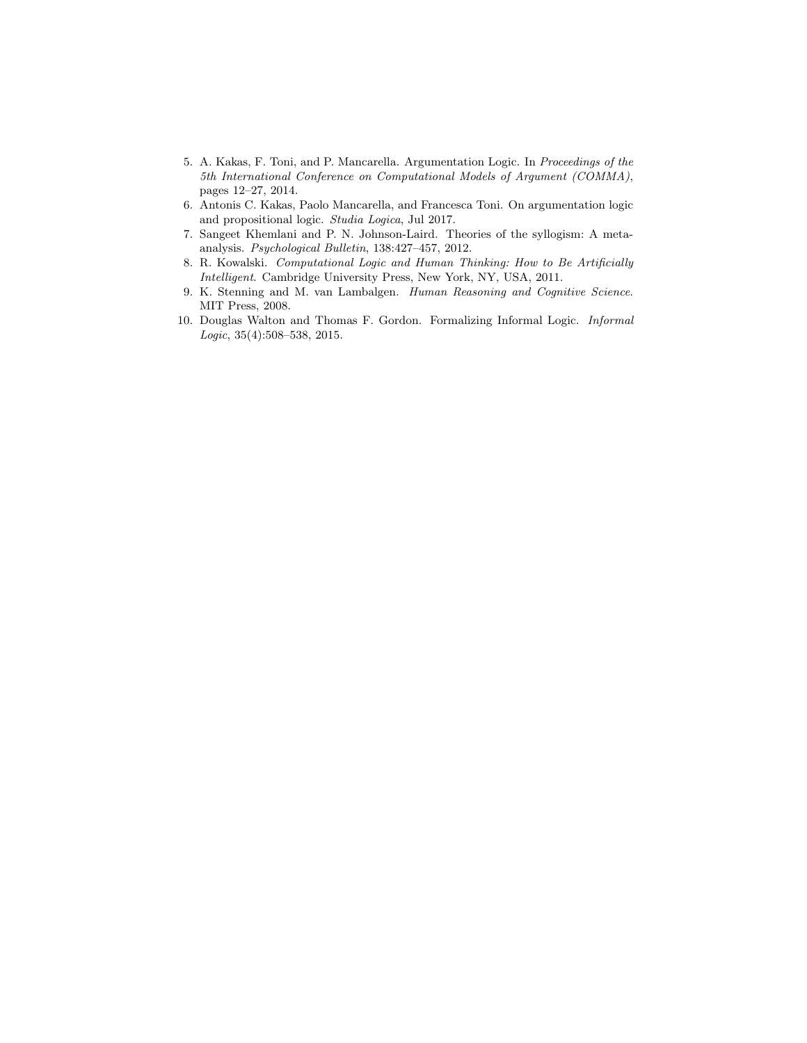5. A. Kakas, F. Toni, and P. Mancarella. Argumentation Logic. In *Proceedings of the 5th International Conference on Computational Models of Argument (COMMA)*, pages 12–27, 2014.
6. Antonis C. Kakas, Paolo Mancarella, and Francesca Toni. On argumentation logic and propositional logic. *Studia Logica*, Jul 2017.
7. Sangeet Khemlani and P. N. Johnson-Laird. Theories of the syllogism: A meta-analysis. *Psychological Bulletin*, 138:427–457, 2012.
8. R. Kowalski. *Computational Logic and Human Thinking: How to Be Artificially Intelligent.* Cambridge University Press, New York, NY, USA, 2011.
9. K. Stenning and M. van Lambalgen. *Human Reasoning and Cognitive Science.* MIT Press, 2008.
10. Douglas Walton and Thomas F. Gordon. Formalizing Informal Logic. *Informal Logic*, 35(4):508–538, 2015.